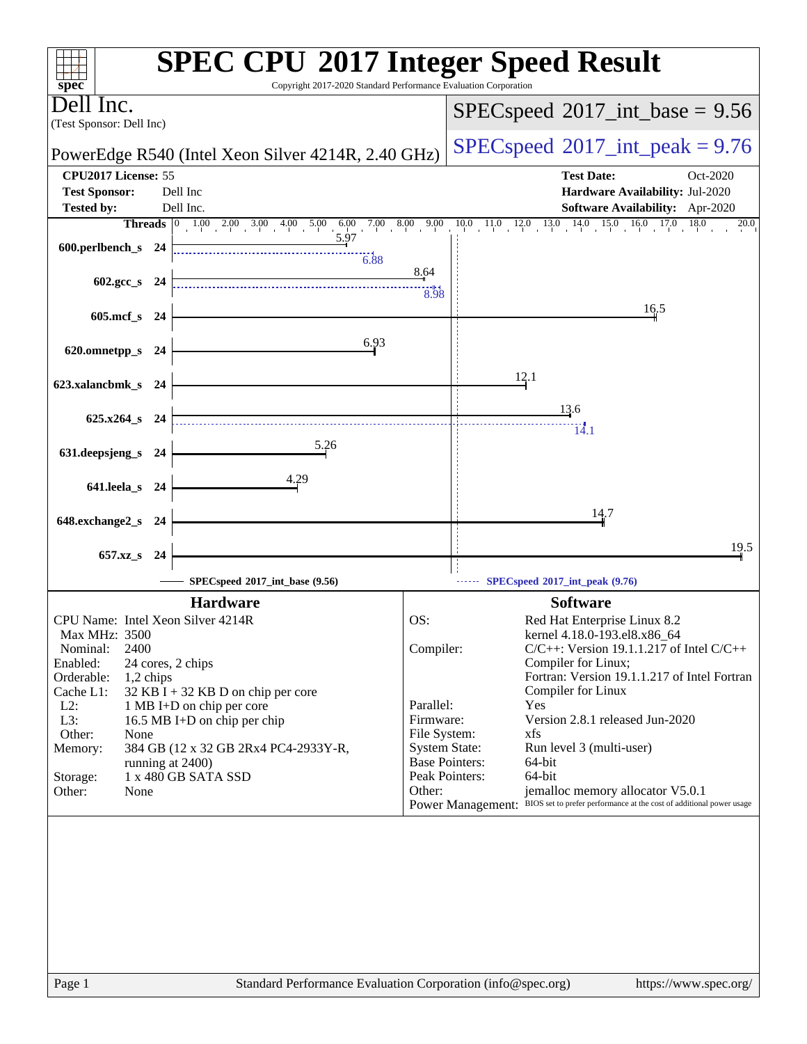# SPEC CPU 2017 Integer Speed Result

Copyright 2017-2020 Standard Performance Evaluation Corporation

**Dell Inc.**
(Test Sponsor: Dell Inc)

**PowerEdge R540 (Intel Xeon Silver 4214R, 2.40 GHz)**

SPECspeed 2017_int_base = 9.56

SPECspeed 2017_int_peak = 9.76

| | | | |
|---|---|---|---|
| **CPU2017 License:** | 55 | **Test Date:** | Oct-2020 |
| **Test Sponsor:** | Dell Inc | **Hardware Availability:** | Jul-2020 |
| **Tested by:** | Dell Inc. | **Software Availability:** | Apr-2020 |

| Benchmark | Threads | Base | Peak |
|---|---|---|---|
| 600.perlbench_s | 24 | 5.97 | 6.88 |
| 602.gcc_s | 24 | 8.64 | 8.98 |
| 605.mcf_s | 24 | 16.5 | |
| 620.omnetpp_s | 24 | 6.93 | |
| 623.xalancbmk_s | 24 | 12.1 | |
| 625.x264_s | 24 | 13.6 | 14.1 |
| 631.deepsjeng_s | 24 | 5.26 | |
| 641.leela_s | 24 | 4.29 | |
| 648.exchange2_s | 24 | 14.7 | |
| 657.xz_s | 24 | 19.5 | |

SPECspeed 2017_int_base (9.56) — SPECspeed 2017_int_peak (9.76)

## Hardware

| | |
|---|---|
| CPU Name: | Intel Xeon Silver 4214R |
| Max MHz: | 3500 |
| Nominal: | 2400 |
| Enabled: | 24 cores, 2 chips |
| Orderable: | 1,2 chips |
| Cache L1: | 32 KB I + 32 KB D on chip per core |
| L2: | 1 MB I+D on chip per core |
| L3: | 16.5 MB I+D on chip per chip |
| Other: | None |
| Memory: | 384 GB (12 x 32 GB 2Rx4 PC4-2933Y-R, running at 2400) |
| Storage: | 1 x 480 GB SATA SSD |
| Other: | None |

## Software

| | |
|---|---|
| OS: | Red Hat Enterprise Linux 8.2 kernel 4.18.0-193.el8.x86_64 |
| Compiler: | C/C++: Version 19.1.1.217 of Intel C/C++ Compiler for Linux; Fortran: Version 19.1.1.217 of Intel Fortran Compiler for Linux |
| Parallel: | Yes |
| Firmware: | Version 2.8.1 released Jun-2020 |
| File System: | xfs |
| System State: | Run level 3 (multi-user) |
| Base Pointers: | 64-bit |
| Peak Pointers: | 64-bit |
| Other: | jemalloc memory allocator V5.0.1 |
| Power Management: | BIOS set to prefer performance at the cost of additional power usage |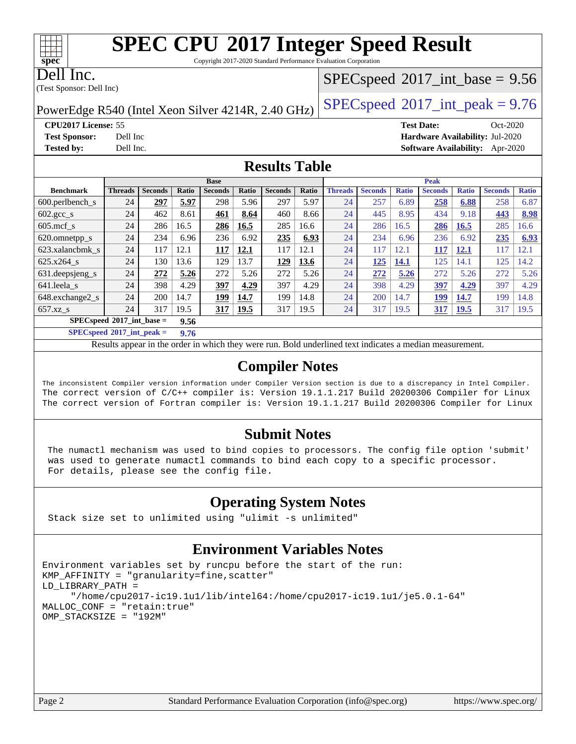# SPEC CPU 2017 Integer Speed Result

Copyright 2017-2020 Standard Performance Evaluation Corporation

**Dell Inc.**
(Test Sponsor: Dell Inc)

PowerEdge R540 (Intel Xeon Silver 4214R, 2.40 GHz)

SPECspeed 2017_int_base = 9.56

SPECspeed 2017_int_peak = 9.76

**CPU2017 License:** 55
**Test Sponsor:** Dell Inc
**Tested by:** Dell Inc.

**Test Date:** Oct-2020
**Hardware Availability:** Jul-2020
**Software Availability:** Apr-2020

## Results Table

| Benchmark | Base | | | | | | | Peak | | | | | | |
|---|---|---|---|---|---|---|---|---|---|---|---|---|---|---|
| | Threads | Seconds | Ratio | Seconds | Ratio | Seconds | Ratio | Threads | Seconds | Ratio | Seconds | Ratio | Seconds | Ratio |
| 600.perlbench_s | 24 | **297** | **5.97** | 298 | 5.96 | 297 | 5.97 | 24 | 257 | 6.89 | **258** | **6.88** | 258 | 6.87 |
| 602.gcc_s | 24 | 462 | 8.61 | **461** | **8.64** | 460 | 8.66 | 24 | 445 | 8.95 | 434 | 9.18 | **443** | **8.98** |
| 605.mcf_s | 24 | 286 | 16.5 | **286** | **16.5** | 285 | 16.6 | 24 | 286 | 16.5 | **286** | **16.5** | 285 | 16.6 |
| 620.omnetpp_s | 24 | 234 | 6.96 | 236 | 6.92 | **235** | **6.93** | 24 | 234 | 6.96 | 236 | 6.92 | **235** | **6.93** |
| 623.xalancbmk_s | 24 | 117 | 12.1 | **117** | **12.1** | 117 | 12.1 | 24 | 117 | 12.1 | **117** | **12.1** | 117 | 12.1 |
| 625.x264_s | 24 | 130 | 13.6 | 129 | 13.7 | **129** | **13.6** | 24 | **125** | **14.1** | 125 | 14.1 | 125 | 14.2 |
| 631.deepsjeng_s | 24 | **272** | **5.26** | 272 | 5.26 | 272 | 5.26 | 24 | **272** | **5.26** | 272 | 5.26 | 272 | 5.26 |
| 641.leela_s | 24 | 398 | 4.29 | **397** | **4.29** | 397 | 4.29 | 24 | 398 | 4.29 | **397** | **4.29** | 397 | 4.29 |
| 648.exchange2_s | 24 | 200 | 14.7 | **199** | **14.7** | 199 | 14.8 | 24 | 200 | 14.7 | **199** | **14.7** | 199 | 14.8 |
| 657.xz_s | 24 | 317 | 19.5 | **317** | **19.5** | 317 | 19.5 | 24 | 317 | 19.5 | **317** | **19.5** | 317 | 19.5 |

**SPECspeed 2017_int_base = 9.56**

**SPECspeed 2017_int_peak = 9.76**

Results appear in the order in which they were run. Bold underlined text indicates a median measurement.

## Compiler Notes

```
The inconsistent Compiler version information under Compiler Version section is due to a discrepancy in Intel Compiler.
The correct version of C/C++ compiler is: Version 19.1.1.217 Build 20200306 Compiler for Linux
The correct version of Fortran compiler is: Version 19.1.1.217 Build 20200306 Compiler for Linux
```

## Submit Notes

```
The numactl mechanism was used to bind copies to processors. The config file option 'submit'
was used to generate numactl commands to bind each copy to a specific processor.
For details, please see the config file.
```

## Operating System Notes

```
Stack size set to unlimited using "ulimit -s unlimited"
```

## Environment Variables Notes

```
Environment variables set by runcpu before the start of the run:
KMP_AFFINITY = "granularity=fine,scatter"
LD_LIBRARY_PATH =
      "/home/cpu2017-ic19.1u1/lib/intel64:/home/cpu2017-ic19.1u1/je5.0.1-64"
MALLOC_CONF = "retain:true"
OMP_STACKSIZE = "192M"
```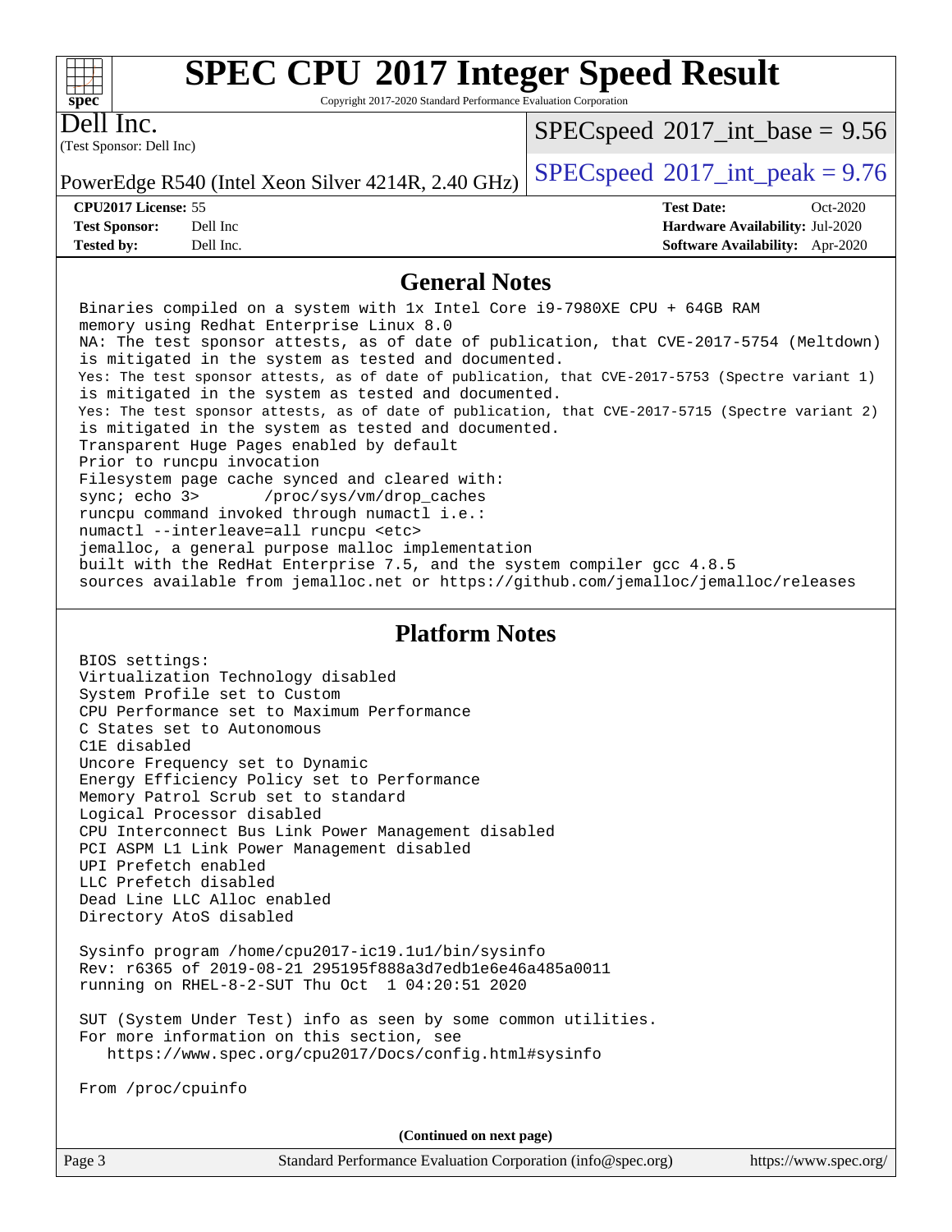# SPEC CPU 2017 Integer Speed Result

Copyright 2017-2020 Standard Performance Evaluation Corporation

**Dell Inc.**
(Test Sponsor: Dell Inc)

PowerEdge R540 (Intel Xeon Silver 4214R, 2.40 GHz)

SPECspeed 2017_int_base = 9.56

SPECspeed 2017_int_peak = 9.76

| | | | |
|---|---|---|---|
| **CPU2017 License:** | 55 | **Test Date:** | Oct-2020 |
| **Test Sponsor:** | Dell Inc | **Hardware Availability:** | Jul-2020 |
| **Tested by:** | Dell Inc. | **Software Availability:** | Apr-2020 |

## General Notes

```
Binaries compiled on a system with 1x Intel Core i9-7980XE CPU + 64GB RAM
memory using Redhat Enterprise Linux 8.0
NA: The test sponsor attests, as of date of publication, that CVE-2017-5754 (Meltdown)
is mitigated in the system as tested and documented.
Yes: The test sponsor attests, as of date of publication, that CVE-2017-5753 (Spectre variant 1)
is mitigated in the system as tested and documented.
Yes: The test sponsor attests, as of date of publication, that CVE-2017-5715 (Spectre variant 2)
is mitigated in the system as tested and documented.
Transparent Huge Pages enabled by default
Prior to runcpu invocation
Filesystem page cache synced and cleared with:
sync; echo 3>       /proc/sys/vm/drop_caches
runcpu command invoked through numactl i.e.:
numactl --interleave=all runcpu <etc>
jemalloc, a general purpose malloc implementation
built with the RedHat Enterprise 7.5, and the system compiler gcc 4.8.5
sources available from jemalloc.net or https://github.com/jemalloc/jemalloc/releases
```

## Platform Notes

```
BIOS settings:
Virtualization Technology disabled
System Profile set to Custom
CPU Performance set to Maximum Performance
C States set to Autonomous
C1E disabled
Uncore Frequency set to Dynamic
Energy Efficiency Policy set to Performance
Memory Patrol Scrub set to standard
Logical Processor disabled
CPU Interconnect Bus Link Power Management disabled
PCI ASPM L1 Link Power Management disabled
UPI Prefetch enabled
LLC Prefetch disabled
Dead Line LLC Alloc enabled
Directory AtoS disabled

Sysinfo program /home/cpu2017-ic19.1u1/bin/sysinfo
Rev: r6365 of 2019-08-21 295195f888a3d7edb1e6e46a485a0011
running on RHEL-8-2-SUT Thu Oct  1 04:20:51 2020

SUT (System Under Test) info as seen by some common utilities.
For more information on this section, see
   https://www.spec.org/cpu2017/Docs/config.html#sysinfo

From /proc/cpuinfo
```

(Continued on next page)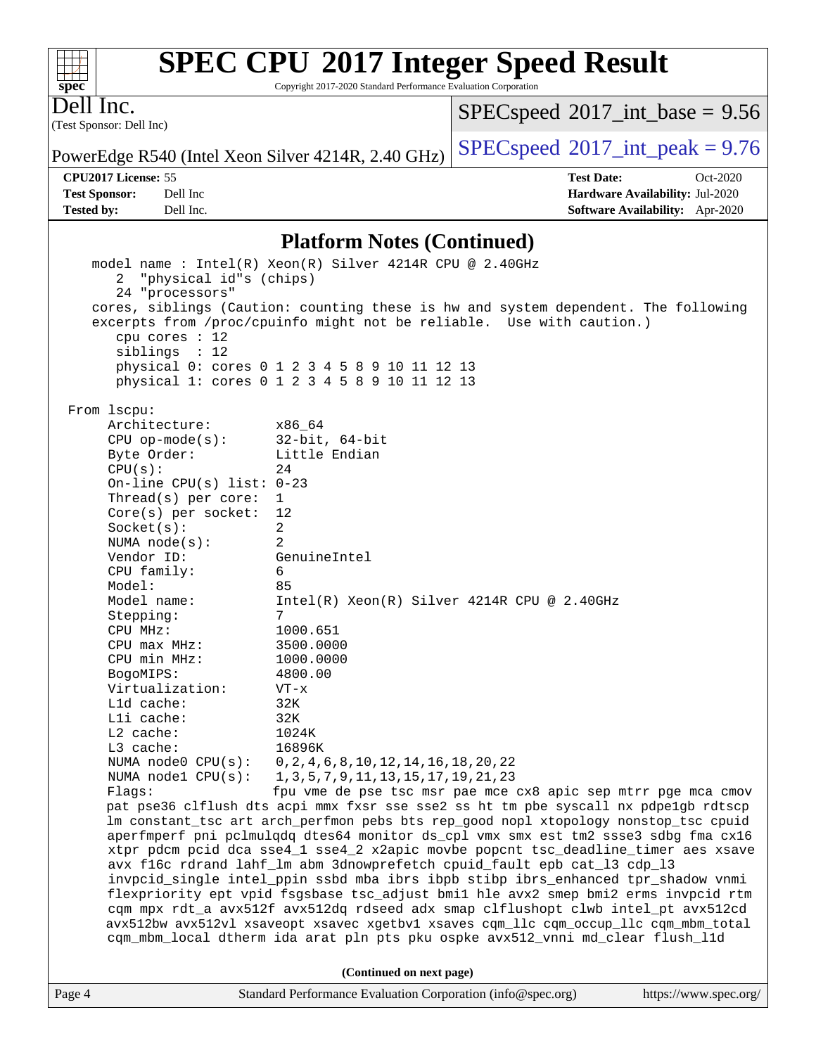## Platform Notes (Continued)

```
   model name : Intel(R) Xeon(R) Silver 4214R CPU @ 2.40GHz
      2  "physical id"s (chips)
      24 "processors"
   cores, siblings (Caution: counting these is hw and system dependent. The following
   excerpts from /proc/cpuinfo might not be reliable.  Use with caution.)
      cpu cores : 12
      siblings  : 12
      physical 0: cores 0 1 2 3 4 5 8 9 10 11 12 13
      physical 1: cores 0 1 2 3 4 5 8 9 10 11 12 13

From lscpu:
     Architecture:        x86_64
     CPU op-mode(s):      32-bit, 64-bit
     Byte Order:          Little Endian
     CPU(s):              24
     On-line CPU(s) list: 0-23
     Thread(s) per core:  1
     Core(s) per socket:  12
     Socket(s):           2
     NUMA node(s):        2
     Vendor ID:           GenuineIntel
     CPU family:          6
     Model:               85
     Model name:          Intel(R) Xeon(R) Silver 4214R CPU @ 2.40GHz
     Stepping:            7
     CPU MHz:             1000.651
     CPU max MHz:         3500.0000
     CPU min MHz:         1000.0000
     BogoMIPS:            4800.00
     Virtualization:      VT-x
     L1d cache:           32K
     L1i cache:           32K
     L2 cache:            1024K
     L3 cache:            16896K
     NUMA node0 CPU(s):   0,2,4,6,8,10,12,14,16,18,20,22
     NUMA node1 CPU(s):   1,3,5,7,9,11,13,15,17,19,21,23
     Flags:               fpu vme de pse tsc msr pae mce cx8 apic sep mtrr pge mca cmov
     pat pse36 clflush dts acpi mmx fxsr sse sse2 ss ht tm pbe syscall nx pdpe1gb rdtscp
     lm constant_tsc art arch_perfmon pebs bts rep_good nopl xtopology nonstop_tsc cpuid
     aperfmperf pni pclmulqdq dtes64 monitor ds_cpl vmx smx est tm2 ssse3 sdbg fma cx16
     xtpr pdcm pcid dca sse4_1 sse4_2 x2apic movbe popcnt tsc_deadline_timer aes xsave
     avx f16c rdrand lahf_lm abm 3dnowprefetch cpuid_fault epb cat_l3 cdp_l3
     invpcid_single intel_ppin ssbd mba ibrs ibpb stibp ibrs_enhanced tpr_shadow vnmi
     flexpriority ept vpid fsgsbase tsc_adjust bmi1 hle avx2 smep bmi2 erms invpcid rtm
     cqm mpx rdt_a avx512f avx512dq rdseed adx smap clflushopt clwb intel_pt avx512cd
     avx512bw avx512vl xsaveopt xsavec xgetbv1 xsaves cqm_llc cqm_occup_llc cqm_mbm_total
     cqm_mbm_local dtherm ida arat pln pts pku ospke avx512_vnni md_clear flush_l1d
```

**(Continued on next page)**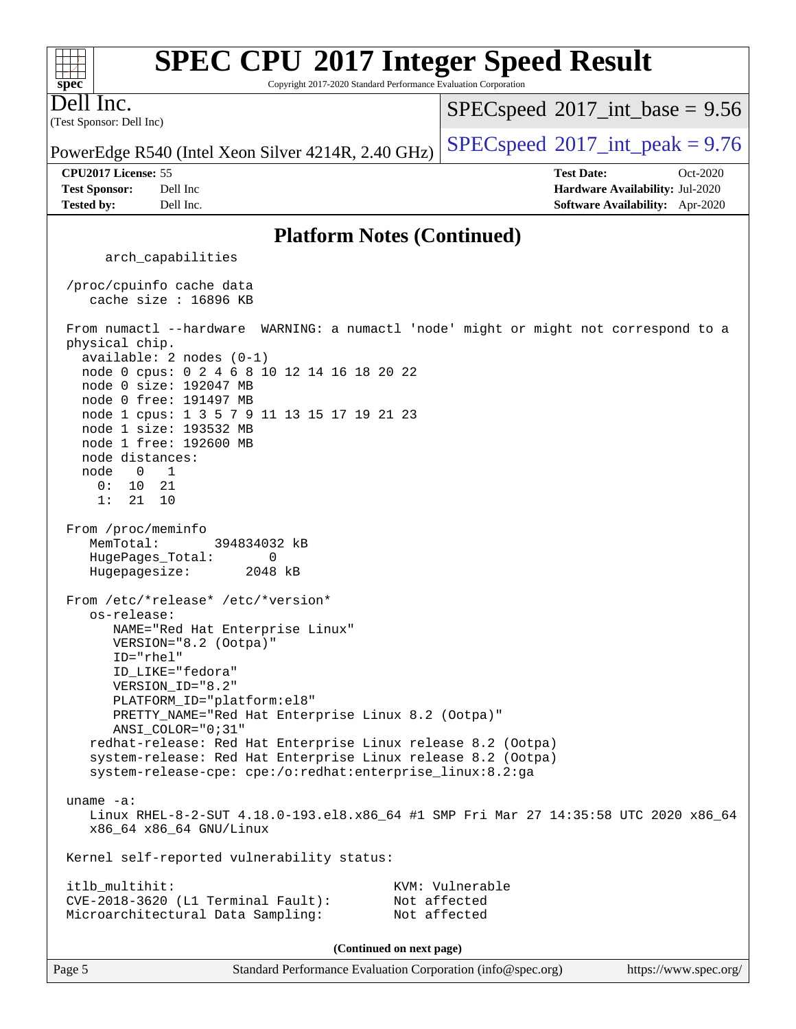## Platform Notes (Continued)

```
      arch_capabilities

  /proc/cpuinfo cache data
     cache size : 16896 KB

  From numactl --hardware  WARNING: a numactl 'node' might or might not correspond to a
  physical chip.
    available: 2 nodes (0-1)
    node 0 cpus: 0 2 4 6 8 10 12 14 16 18 20 22
    node 0 size: 192047 MB
    node 0 free: 191497 MB
    node 1 cpus: 1 3 5 7 9 11 13 15 17 19 21 23
    node 1 size: 193532 MB
    node 1 free: 192600 MB
    node distances:
    node   0   1
      0:  10  21
      1:  21  10

  From /proc/meminfo
     MemTotal:       394834032 kB
     HugePages_Total:       0
     Hugepagesize:       2048 kB

  From /etc/*release* /etc/*version*
     os-release:
        NAME="Red Hat Enterprise Linux"
        VERSION="8.2 (Ootpa)"
        ID="rhel"
        ID_LIKE="fedora"
        VERSION_ID="8.2"
        PLATFORM_ID="platform:el8"
        PRETTY_NAME="Red Hat Enterprise Linux 8.2 (Ootpa)"
        ANSI_COLOR="0;31"
     redhat-release: Red Hat Enterprise Linux release 8.2 (Ootpa)
     system-release: Red Hat Enterprise Linux release 8.2 (Ootpa)
     system-release-cpe: cpe:/o:redhat:enterprise_linux:8.2:ga

  uname -a:
     Linux RHEL-8-2-SUT 4.18.0-193.el8.x86_64 #1 SMP Fri Mar 27 14:35:58 UTC 2020 x86_64
     x86_64 x86_64 GNU/Linux

  Kernel self-reported vulnerability status:

  itlb_multihit:                                   KVM: Vulnerable
  CVE-2018-3620 (L1 Terminal Fault):               Not affected
  Microarchitectural Data Sampling:                Not affected
```

(Continued on next page)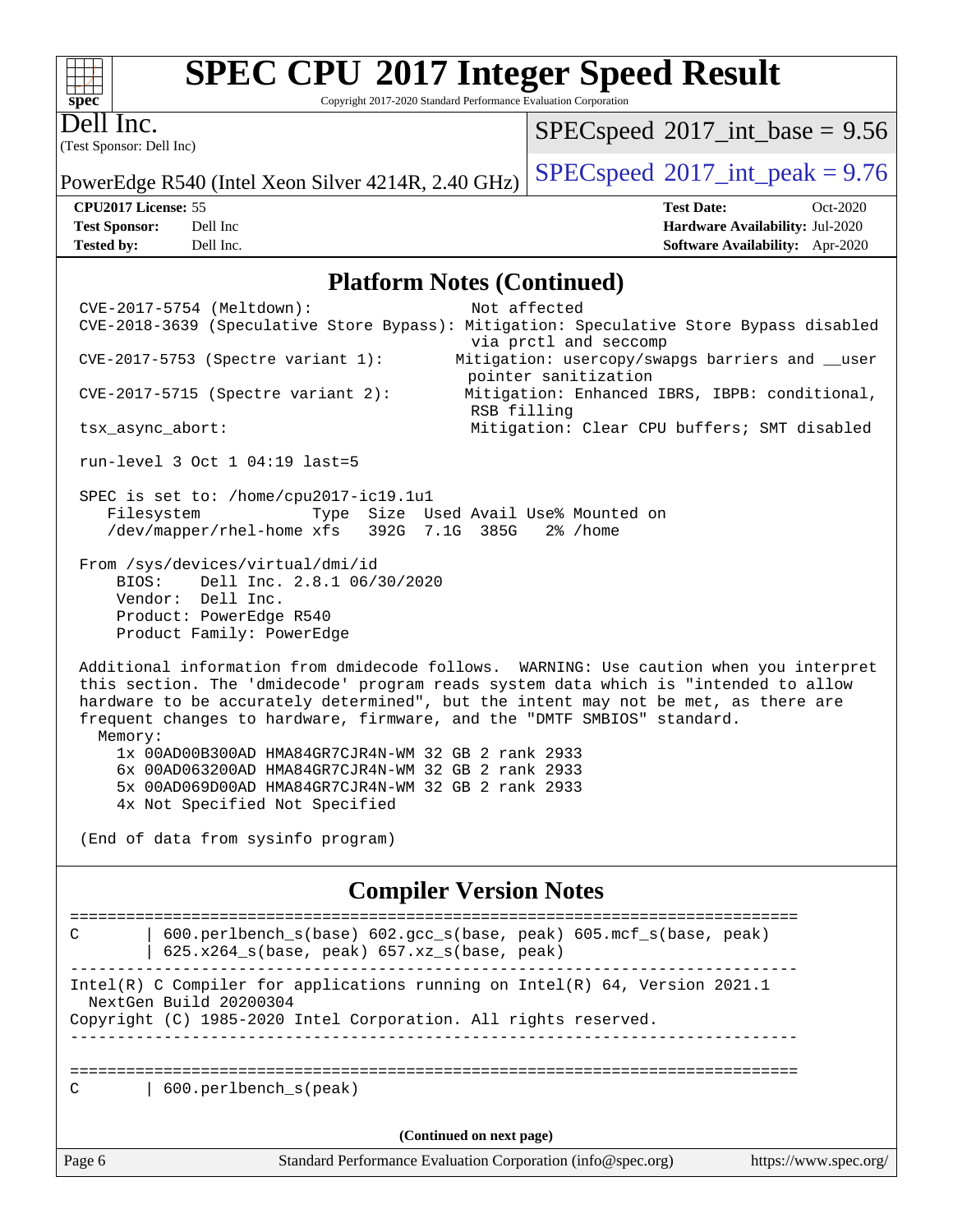## Platform Notes (Continued)

```
CVE-2017-5754 (Meltdown):                   Not affected
CVE-2018-3639 (Speculative Store Bypass): Mitigation: Speculative Store Bypass disabled
                                            via prctl and seccomp
CVE-2017-5753 (Spectre variant 1):         Mitigation: usercopy/swapgs barriers and __user
                                            pointer sanitization
CVE-2017-5715 (Spectre variant 2):         Mitigation: Enhanced IBRS, IBPB: conditional,
                                            RSB filling
tsx_async_abort:                            Mitigation: Clear CPU buffers; SMT disabled

run-level 3 Oct 1 04:19 last=5

SPEC is set to: /home/cpu2017-ic19.1u1
   Filesystem              Type  Size  Used Avail Use% Mounted on
   /dev/mapper/rhel-home xfs   392G  7.1G  385G   2% /home

From /sys/devices/virtual/dmi/id
    BIOS:    Dell Inc. 2.8.1 06/30/2020
    Vendor:  Dell Inc.
    Product: PowerEdge R540
    Product Family: PowerEdge

Additional information from dmidecode follows.  WARNING: Use caution when you interpret
this section. The 'dmidecode' program reads system data which is "intended to allow
hardware to be accurately determined", but the intent may not be met, as there are
frequent changes to hardware, firmware, and the "DMTF SMBIOS" standard.
  Memory:
    1x 00AD00B300AD HMA84GR7CJR4N-WM 32 GB 2 rank 2933
    6x 00AD063200AD HMA84GR7CJR4N-WM 32 GB 2 rank 2933
    5x 00AD069D00AD HMA84GR7CJR4N-WM 32 GB 2 rank 2933
    4x Not Specified Not Specified

(End of data from sysinfo program)
```

## Compiler Version Notes

```
==============================================================================
C       | 600.perlbench_s(base) 602.gcc_s(base, peak) 605.mcf_s(base, peak)
        | 625.x264_s(base, peak) 657.xz_s(base, peak)
------------------------------------------------------------------------------
Intel(R) C Compiler for applications running on Intel(R) 64, Version 2021.1
  NextGen Build 20200304
Copyright (C) 1985-2020 Intel Corporation. All rights reserved.
------------------------------------------------------------------------------

==============================================================================
C       | 600.perlbench_s(peak)
```

(Continued on next page)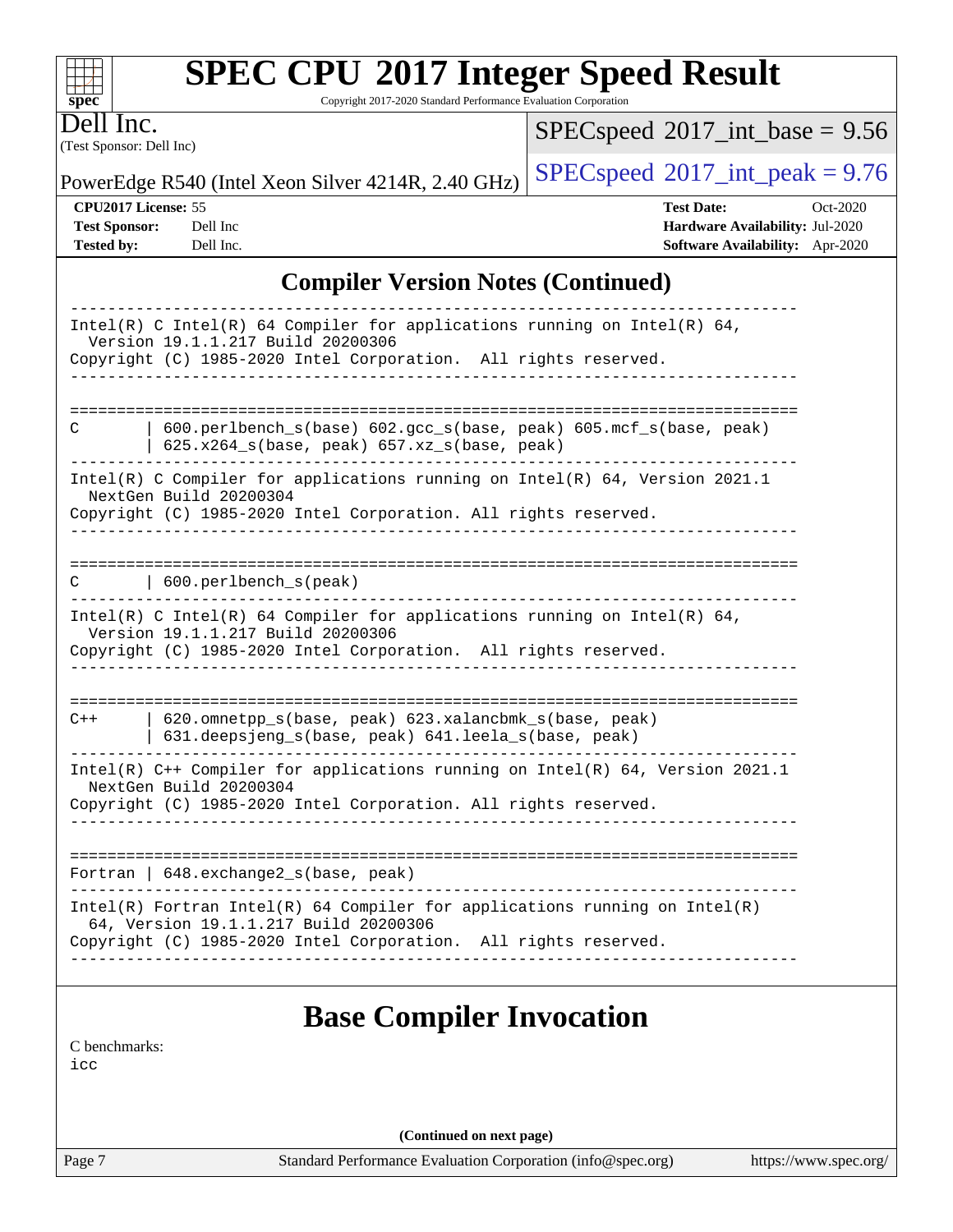## Compiler Version Notes (Continued)

```
------------------------------------------------------------------------------
Intel(R) C Intel(R) 64 Compiler for applications running on Intel(R) 64,
  Version 19.1.1.217 Build 20200306
Copyright (C) 1985-2020 Intel Corporation.  All rights reserved.
------------------------------------------------------------------------------

==============================================================================
C       | 600.perlbench_s(base) 602.gcc_s(base, peak) 605.mcf_s(base, peak)
        | 625.x264_s(base, peak) 657.xz_s(base, peak)
------------------------------------------------------------------------------
Intel(R) C Compiler for applications running on Intel(R) 64, Version 2021.1
  NextGen Build 20200304
Copyright (C) 1985-2020 Intel Corporation. All rights reserved.
------------------------------------------------------------------------------

==============================================================================
C       | 600.perlbench_s(peak)
------------------------------------------------------------------------------
Intel(R) C Intel(R) 64 Compiler for applications running on Intel(R) 64,
  Version 19.1.1.217 Build 20200306
Copyright (C) 1985-2020 Intel Corporation.  All rights reserved.
------------------------------------------------------------------------------

==============================================================================
C++     | 620.omnetpp_s(base, peak) 623.xalancbmk_s(base, peak)
        | 631.deepsjeng_s(base, peak) 641.leela_s(base, peak)
------------------------------------------------------------------------------
Intel(R) C++ Compiler for applications running on Intel(R) 64, Version 2021.1
  NextGen Build 20200304
Copyright (C) 1985-2020 Intel Corporation. All rights reserved.
------------------------------------------------------------------------------

==============================================================================
Fortran | 648.exchange2_s(base, peak)
------------------------------------------------------------------------------
Intel(R) Fortran Intel(R) 64 Compiler for applications running on Intel(R)
  64, Version 19.1.1.217 Build 20200306
Copyright (C) 1985-2020 Intel Corporation.  All rights reserved.
------------------------------------------------------------------------------
```

## Base Compiler Invocation

C benchmarks:
icc

**(Continued on next page)**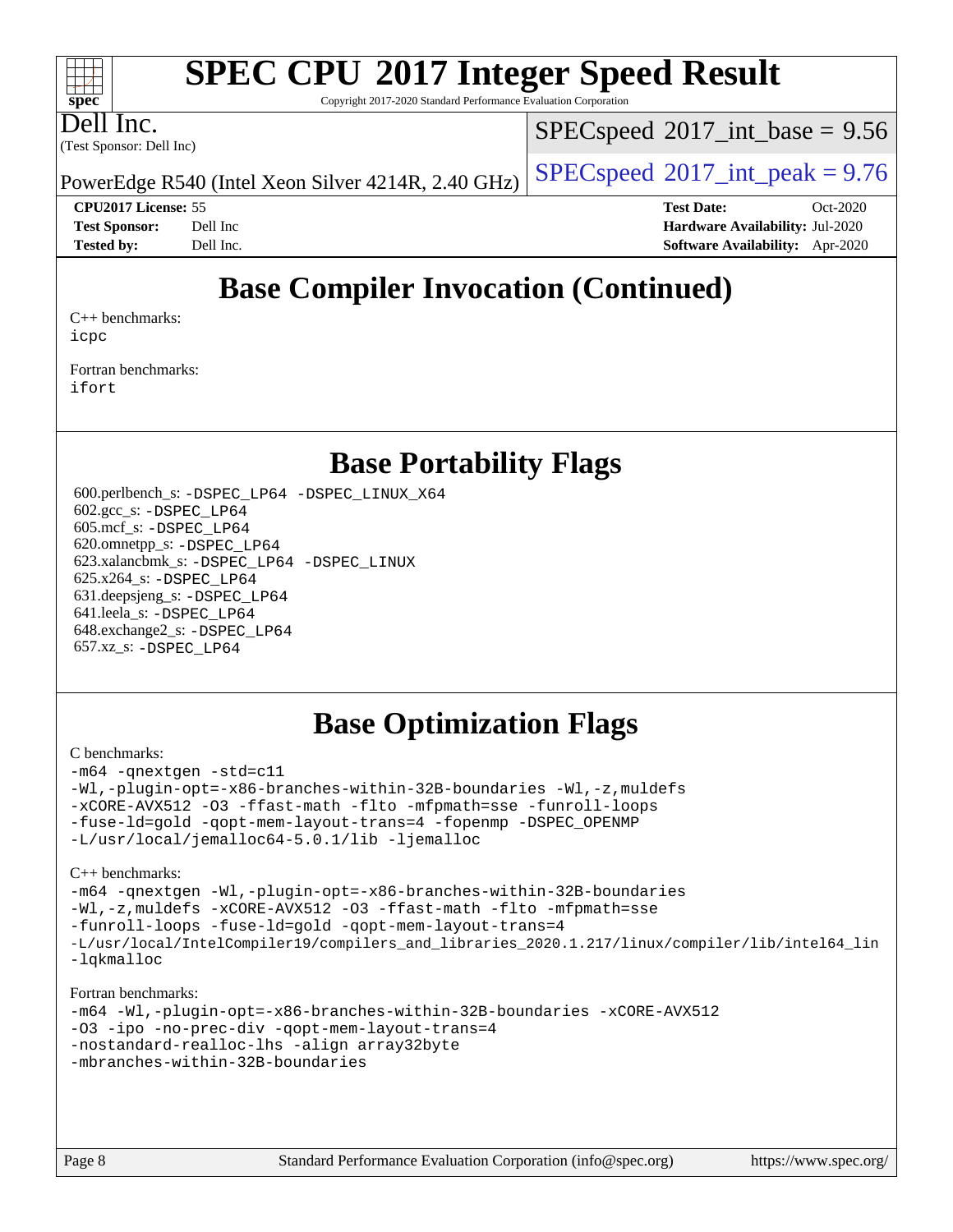# SPEC CPU 2017 Integer Speed Result

Copyright 2017-2020 Standard Performance Evaluation Corporation

Dell Inc.
(Test Sponsor: Dell Inc)

PowerEdge R540 (Intel Xeon Silver 4214R, 2.40 GHz)

SPECspeed 2017_int_base = 9.56

SPECspeed 2017_int_peak = 9.76

**CPU2017 License:** 55
**Test Sponsor:** Dell Inc
**Tested by:** Dell Inc.

**Test Date:** Oct-2020
**Hardware Availability:** Jul-2020
**Software Availability:** Apr-2020

## Base Compiler Invocation (Continued)

C++ benchmarks:
```
icpc
```

Fortran benchmarks:
```
ifort
```

## Base Portability Flags

600.perlbench_s: `-DSPEC_LP64 -DSPEC_LINUX_X64`
602.gcc_s: `-DSPEC_LP64`
605.mcf_s: `-DSPEC_LP64`
620.omnetpp_s: `-DSPEC_LP64`
623.xalancbmk_s: `-DSPEC_LP64 -DSPEC_LINUX`
625.x264_s: `-DSPEC_LP64`
631.deepsjeng_s: `-DSPEC_LP64`
641.leela_s: `-DSPEC_LP64`
648.exchange2_s: `-DSPEC_LP64`
657.xz_s: `-DSPEC_LP64`

## Base Optimization Flags

C benchmarks:
```
-m64 -qnextgen -std=c11
-Wl,-plugin-opt=-x86-branches-within-32B-boundaries -Wl,-z,muldefs
-xCORE-AVX512 -O3 -ffast-math -flto -mfpmath=sse -funroll-loops
-fuse-ld=gold -qopt-mem-layout-trans=4 -fopenmp -DSPEC_OPENMP
-L/usr/local/jemalloc64-5.0.1/lib -ljemalloc
```

C++ benchmarks:
```
-m64 -qnextgen -Wl,-plugin-opt=-x86-branches-within-32B-boundaries
-Wl,-z,muldefs -xCORE-AVX512 -O3 -ffast-math -flto -mfpmath=sse
-funroll-loops -fuse-ld=gold -qopt-mem-layout-trans=4
-L/usr/local/IntelCompiler19/compilers_and_libraries_2020.1.217/linux/compiler/lib/intel64_lin
-lqkmalloc
```

Fortran benchmarks:
```
-m64 -Wl,-plugin-opt=-x86-branches-within-32B-boundaries -xCORE-AVX512
-O3 -ipo -no-prec-div -qopt-mem-layout-trans=4
-nostandard-realloc-lhs -align array32byte
-mbranches-within-32B-boundaries
```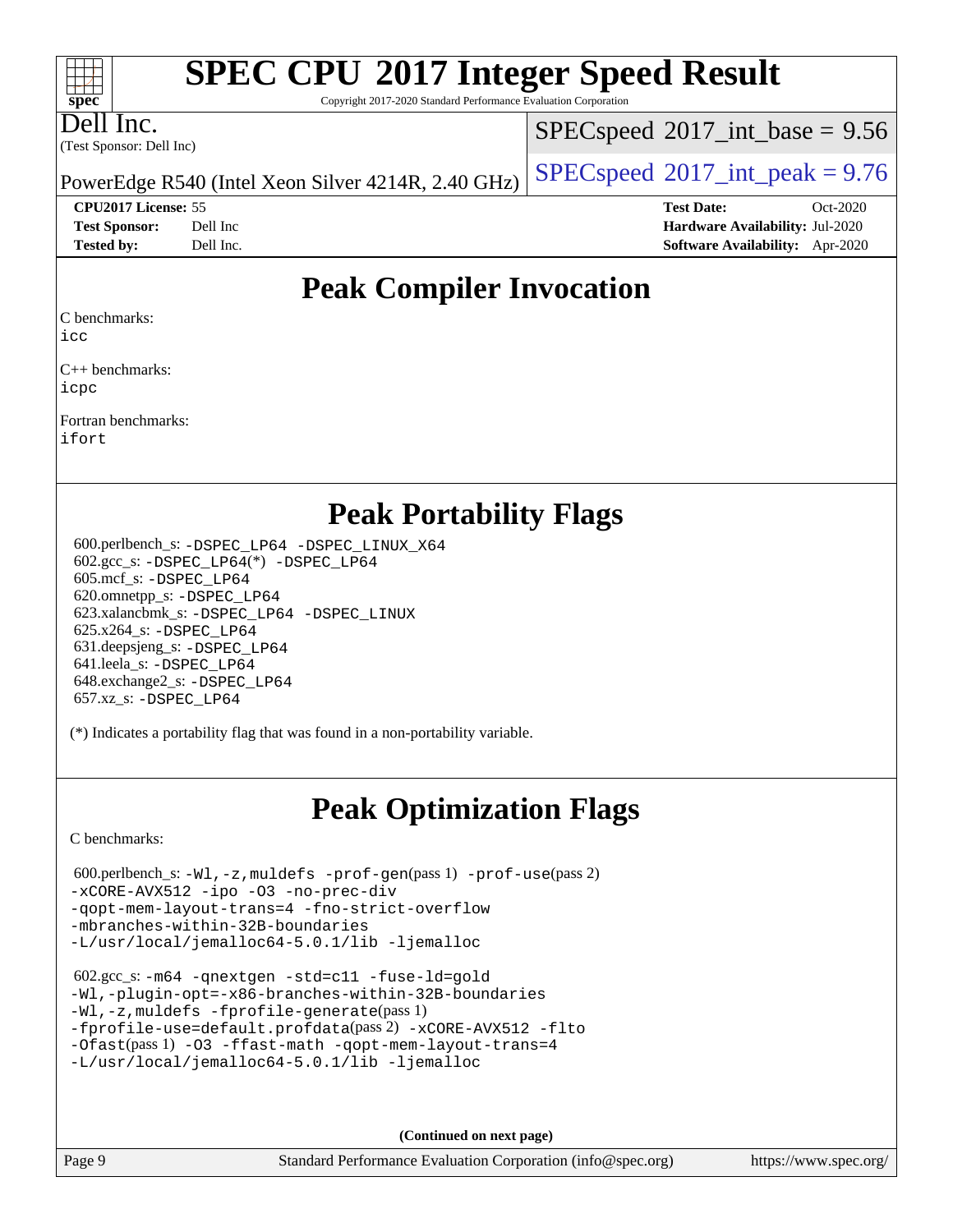# SPEC CPU 2017 Integer Speed Result

Copyright 2017-2020 Standard Performance Evaluation Corporation

**Dell Inc.**
(Test Sponsor: Dell Inc)

PowerEdge R540 (Intel Xeon Silver 4214R, 2.40 GHz)

SPECspeed 2017_int_base = 9.56

SPECspeed 2017_int_peak = 9.76

| | | | |
|---|---|---|---|
| **CPU2017 License:** | 55 | **Test Date:** | Oct-2020 |
| **Test Sponsor:** | Dell Inc | **Hardware Availability:** | Jul-2020 |
| **Tested by:** | Dell Inc. | **Software Availability:** | Apr-2020 |

## Peak Compiler Invocation

C benchmarks:
`icc`

C++ benchmarks:
`icpc`

Fortran benchmarks:
`ifort`

## Peak Portability Flags

600.perlbench_s: `-DSPEC_LP64 -DSPEC_LINUX_X64`
602.gcc_s: `-DSPEC_LP64`(*) `-DSPEC_LP64`
605.mcf_s: `-DSPEC_LP64`
620.omnetpp_s: `-DSPEC_LP64`
623.xalancbmk_s: `-DSPEC_LP64 -DSPEC_LINUX`
625.x264_s: `-DSPEC_LP64`
631.deepsjeng_s: `-DSPEC_LP64`
641.leela_s: `-DSPEC_LP64`
648.exchange2_s: `-DSPEC_LP64`
657.xz_s: `-DSPEC_LP64`

(*) Indicates a portability flag that was found in a non-portability variable.

## Peak Optimization Flags

C benchmarks:

600.perlbench_s: `-Wl,-z,muldefs -prof-gen`(pass 1) `-prof-use`(pass 2) `-xCORE-AVX512 -ipo -O3 -no-prec-div -qopt-mem-layout-trans=4 -fno-strict-overflow -mbranches-within-32B-boundaries -L/usr/local/jemalloc64-5.0.1/lib -ljemalloc`

602.gcc_s: `-m64 -qnextgen -std=c11 -fuse-ld=gold -Wl,-plugin-opt=-x86-branches-within-32B-boundaries -Wl,-z,muldefs -fprofile-generate`(pass 1) `-fprofile-use=default.profdata`(pass 2) `-xCORE-AVX512 -flto -Ofast`(pass 1) `-O3 -ffast-math -qopt-mem-layout-trans=4 -L/usr/local/jemalloc64-5.0.1/lib -ljemalloc`

**(Continued on next page)**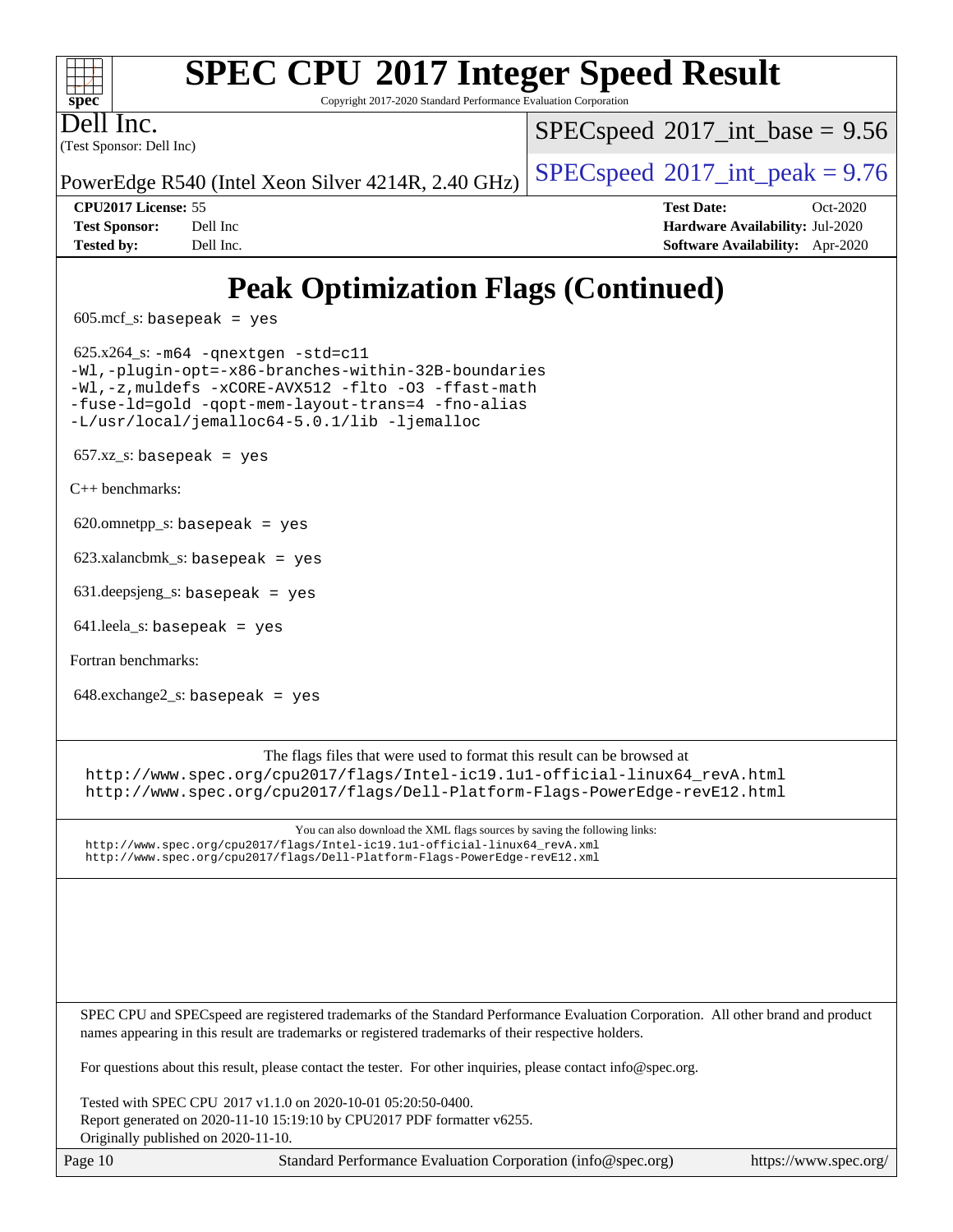# Peak Optimization Flags (Continued)

605.mcf_s: basepeak = yes

625.x264_s: -m64 -qnextgen -std=c11
-Wl,-plugin-opt=-x86-branches-within-32B-boundaries
-Wl,-z,muldefs -xCORE-AVX512 -flto -O3 -ffast-math
-fuse-ld=gold -qopt-mem-layout-trans=4 -fno-alias
-L/usr/local/jemalloc64-5.0.1/lib -ljemalloc

657.xz_s: basepeak = yes

C++ benchmarks:

620.omnetpp_s: basepeak = yes

623.xalancbmk_s: basepeak = yes

631.deepsjeng_s: basepeak = yes

641.leela_s: basepeak = yes

Fortran benchmarks:

648.exchange2_s: basepeak = yes

The flags files that were used to format this result can be browsed at
http://www.spec.org/cpu2017/flags/Intel-ic19.1u1-official-linux64_revA.html
http://www.spec.org/cpu2017/flags/Dell-Platform-Flags-PowerEdge-revE12.html

You can also download the XML flags sources by saving the following links:
http://www.spec.org/cpu2017/flags/Intel-ic19.1u1-official-linux64_revA.xml
http://www.spec.org/cpu2017/flags/Dell-Platform-Flags-PowerEdge-revE12.xml

SPEC CPU and SPECspeed are registered trademarks of the Standard Performance Evaluation Corporation. All other brand and product names appearing in this result are trademarks or registered trademarks of their respective holders.

For questions about this result, please contact the tester. For other inquiries, please contact info@spec.org.

Tested with SPEC CPU 2017 v1.1.0 on 2020-10-01 05:20:50-0400.
Report generated on 2020-11-10 15:19:10 by CPU2017 PDF formatter v6255.
Originally published on 2020-11-10.